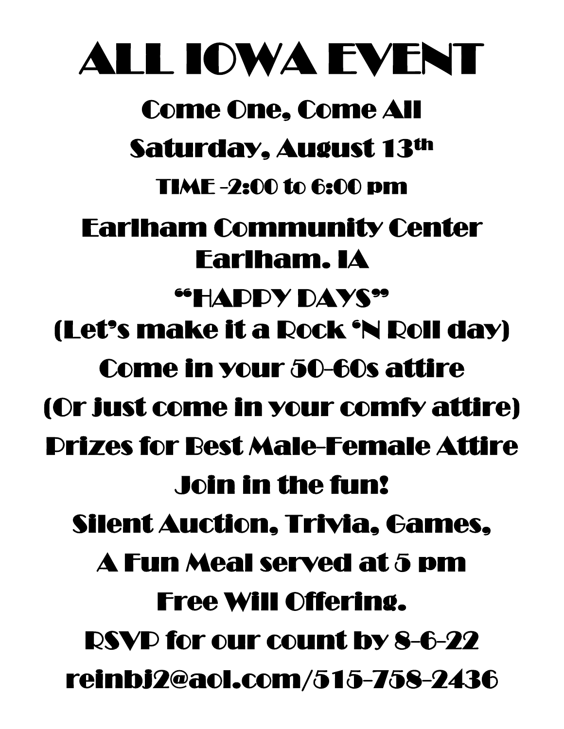# ALL IOWA EVENT

Come One, Come All

Saturday, August 13th

TIME -2:00 to 6:00 pm

Earlham Community Center
Earlham. IA

"HAPPY DAYS"
(Let's make it a Rock 'N Roll day)

Come in your 50-60s attire

(Or just come in your comfy attire)

Prizes for Best Male-Female Attire

Join in the fun!

Silent Auction, Trivia, Games,

A Fun Meal served at 5 pm

Free Will Offering.

RSVP for our count by 8-6-22

reinbj2@aol.com/515-758-2436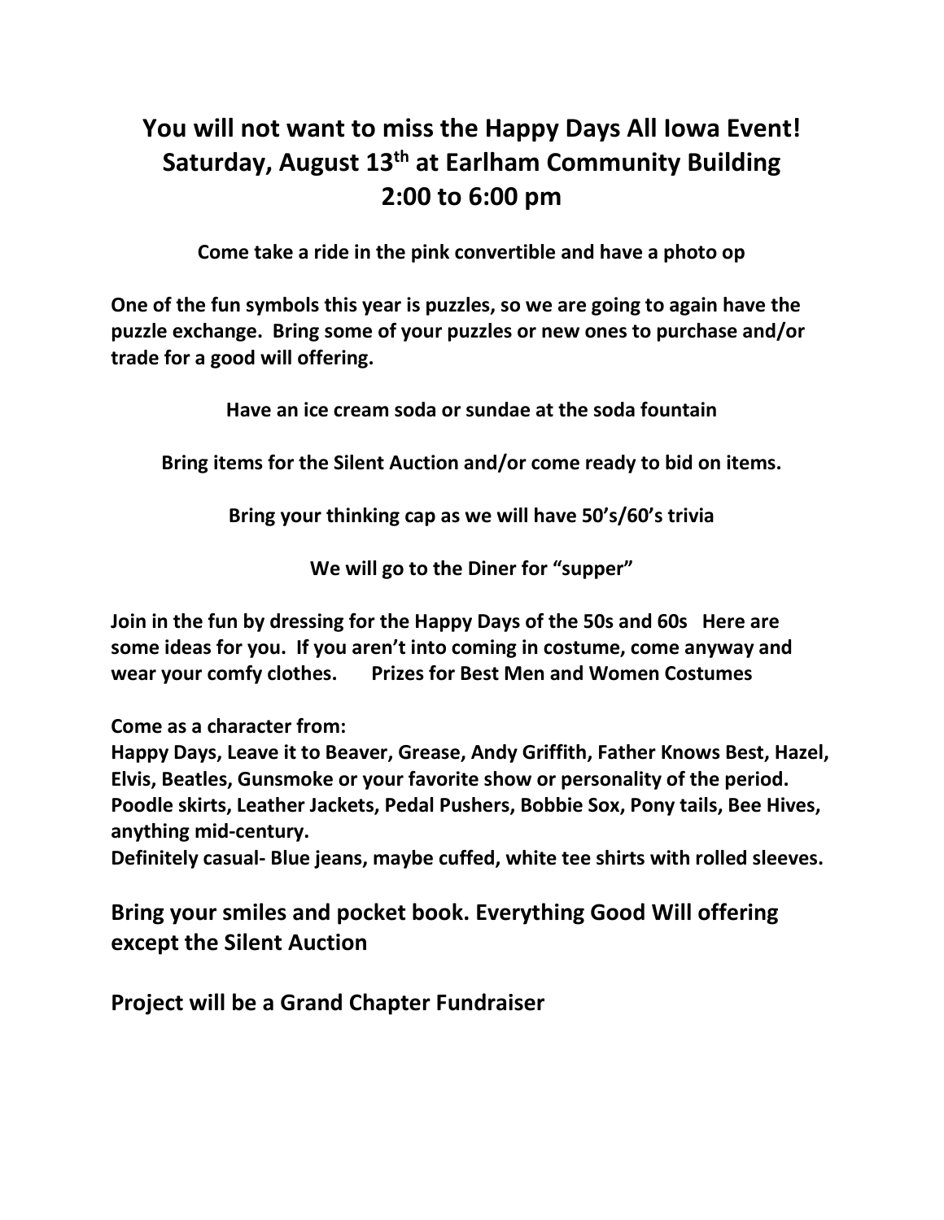# You will not want to miss the Happy Days All Iowa Event!
# Saturday, August 13th at Earlham Community Building
# 2:00 to 6:00 pm

**Come take a ride in the pink convertible and have a photo op**

**One of the fun symbols this year is puzzles, so we are going to again have the puzzle exchange. Bring some of your puzzles or new ones to purchase and/or trade for a good will offering.**

**Have an ice cream soda or sundae at the soda fountain**

**Bring items for the Silent Auction and/or come ready to bid on items.**

**Bring your thinking cap as we will have 50's/60's trivia**

**We will go to the Diner for "supper"**

**Join in the fun by dressing for the Happy Days of the 50s and 60s Here are some ideas for you. If you aren't into coming in costume, come anyway and wear your comfy clothes. Prizes for Best Men and Women Costumes**

**Come as a character from:**
**Happy Days, Leave it to Beaver, Grease, Andy Griffith, Father Knows Best, Hazel, Elvis, Beatles, Gunsmoke or your favorite show or personality of the period.**
**Poodle skirts, Leather Jackets, Pedal Pushers, Bobbie Sox, Pony tails, Bee Hives, anything mid-century.**
**Definitely casual- Blue jeans, maybe cuffed, white tee shirts with rolled sleeves.**

**Bring your smiles and pocket book. Everything Good Will offering except the Silent Auction**

**Project will be a Grand Chapter Fundraiser**